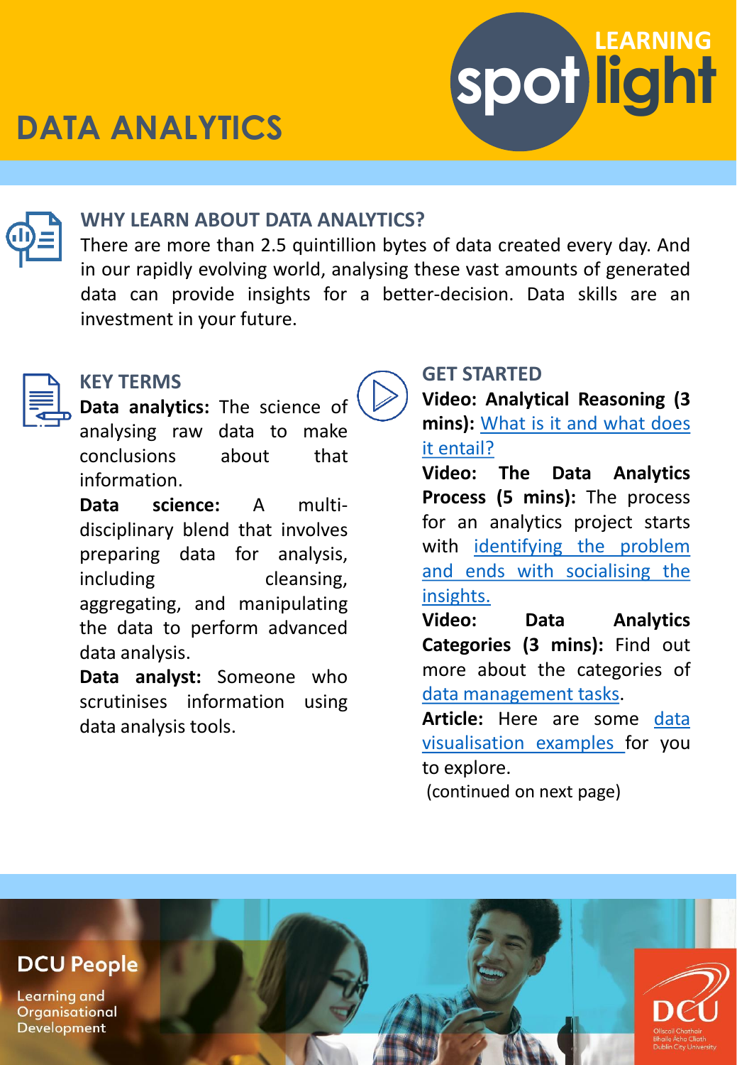# DATA ANALYTICS

LEARNING spotlight

## WHY LEARN ABOUT DATA ANALYTICS?

There are more than 2.5 quintillion bytes of data created every day. And in our rapidly evolving world, analysing these vast amounts of generated data can provide insights for a better-decision. Data skills are an investment in your future.

## KEY TERMS

**Data analytics:** The science of analysing raw data to make conclusions about that information.

**Data science:** A multi-disciplinary blend that involves preparing data for analysis, including cleansing, aggregating, and manipulating the data to perform advanced data analysis.

**Data analyst:** Someone who scrutinises information using data analysis tools.

## GET STARTED

**Video: Analytical Reasoning (3 mins):** What is it and what does it entail?

**Video: The Data Analytics Process (5 mins):** The process for an analytics project starts with identifying the problem and ends with socialising the insights.

**Video: Data Analytics Categories (3 mins):** Find out more about the categories of data management tasks.

**Article:** Here are some data visualisation examples for you to explore.

(continued on next page)

DCU People

Learning and Organisational Development

DCU

Ollscoil Chathair Bhaile Átha Cliath
Dublin City University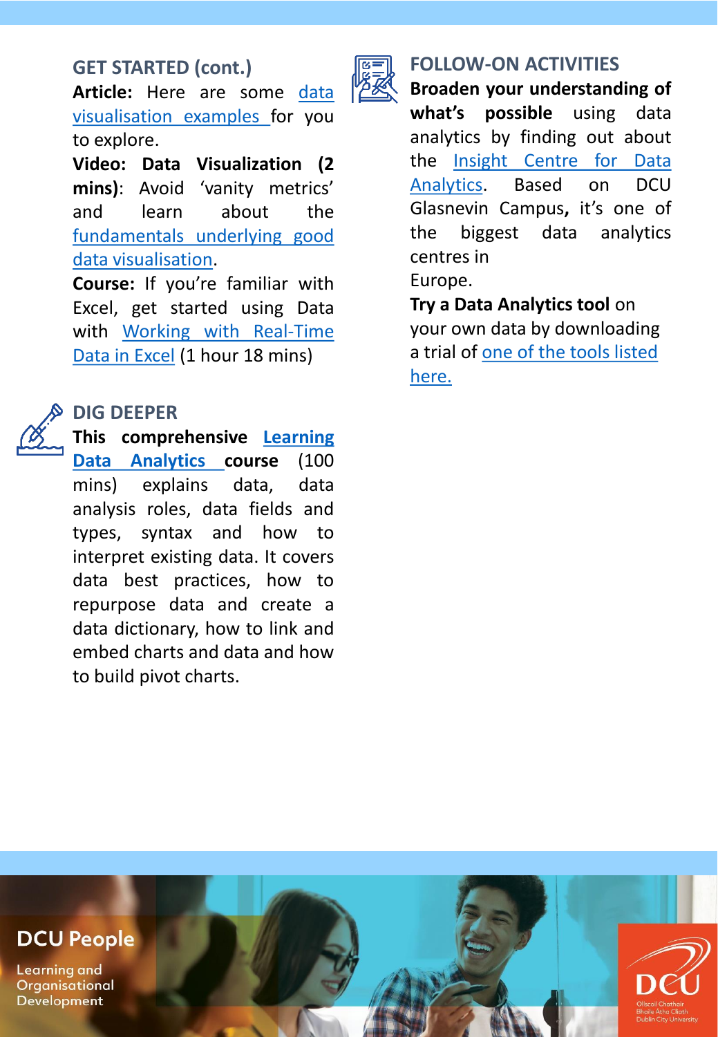## GET STARTED (cont.)

**Article:** Here are some data visualisation examples for you to explore.

**Video: Data Visualization (2 mins)**: Avoid 'vanity metrics' and learn about the fundamentals underlying good data visualisation.

**Course:** If you're familiar with Excel, get started using Data with Working with Real-Time Data in Excel (1 hour 18 mins)

## DIG DEEPER

**This comprehensive Learning Data Analytics course** (100 mins) explains data, data analysis roles, data fields and types, syntax and how to interpret existing data. It covers data best practices, how to repurpose data and create a data dictionary, how to link and embed charts and data and how to build pivot charts.

## FOLLOW-ON ACTIVITIES

**Broaden your understanding of what's possible** using data analytics by finding out about the Insight Centre for Data Analytics. Based on DCU Glasnevin Campus**,** it's one of the biggest data analytics centres in Europe.

**Try a Data Analytics tool** on your own data by downloading a trial of one of the tools listed here.

DCU People

Learning and Organisational Development

DCU

Ollscoil Chathair Bhaile Átha Cliath
Dublin City University